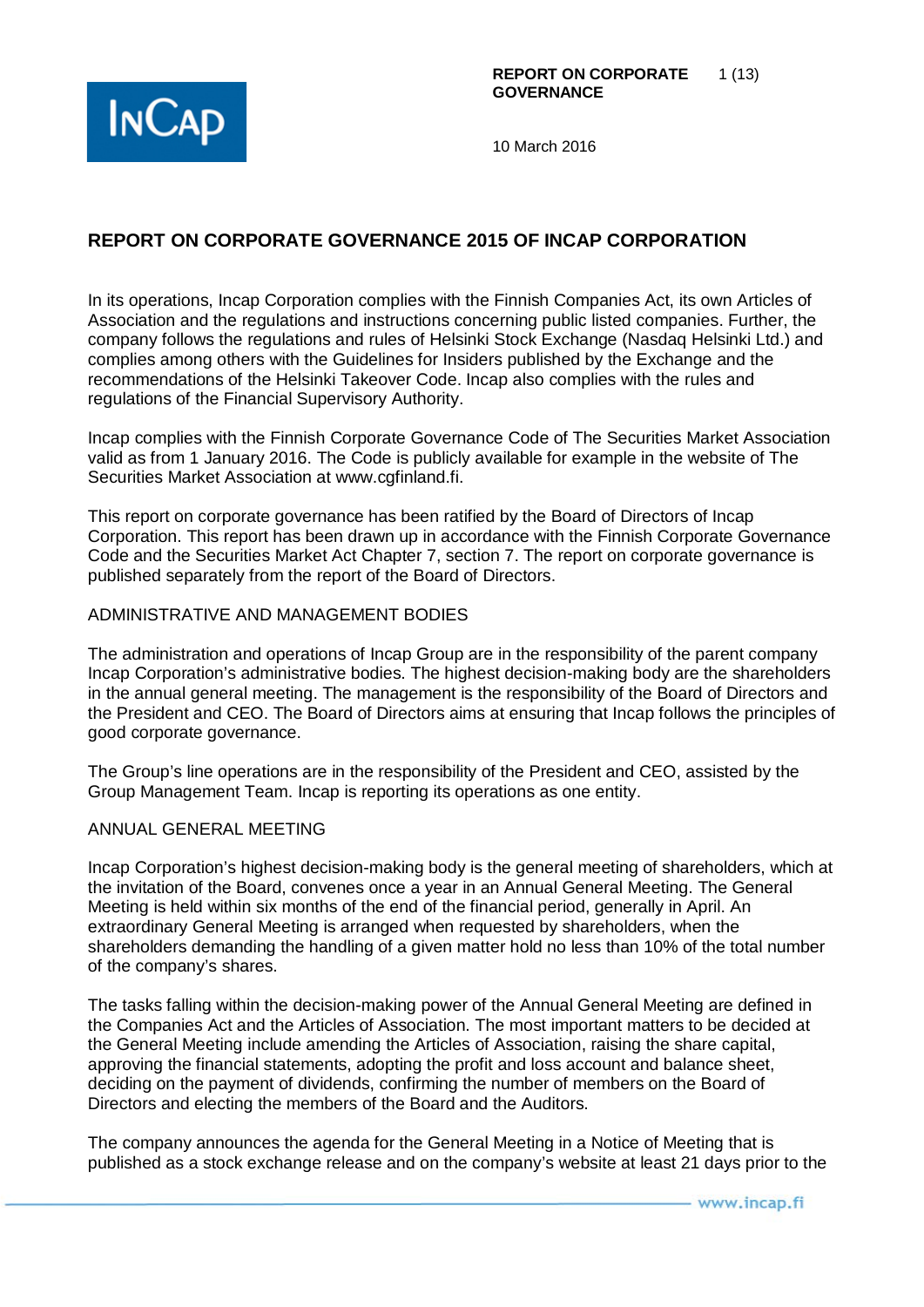# REPORT ON CORPORATE GOVERNANCE 2015 OF INCAP CORPORATION

10 March 2016

In its operations, Incap Corporation complies with the Finnish Companies Act, its own Articles of Association and the regulations and instructions concerning public listed companies. Further, the company follows the regulations and rules of Helsinki Stock Exchange (Nasdaq Helsinki Ltd.) and complies among others with the Guidelines for Insiders published by the Exchange and the recommendations of the Helsinki Takeover Code. Incap also complies with the rules and regulations of the Financial Supervisory Authority.

Incap complies with the Finnish Corporate Governance Code of The Securities Market Association valid as from 1 January 2016. The Code is publicly available for example in the website of The Securities Market Association at www.cgfinland.fi.

This report on corporate governance has been ratified by the Board of Directors of Incap Corporation. This report has been drawn up in accordance with the Finnish Corporate Governance Code and the Securities Market Act Chapter 7, section 7. The report on corporate governance is published separately from the report of the Board of Directors.

## ADMINISTRATIVE AND MANAGEMENT BODIES

The administration and operations of Incap Group are in the responsibility of the parent company Incap Corporation's administrative bodies. The highest decision-making body are the shareholders in the annual general meeting. The management is the responsibility of the Board of Directors and the President and CEO. The Board of Directors aims at ensuring that Incap follows the principles of good corporate governance.

The Group's line operations are in the responsibility of the President and CEO, assisted by the Group Management Team. Incap is reporting its operations as one entity.

## ANNUAL GENERAL MEETING

Incap Corporation's highest decision-making body is the general meeting of shareholders, which at the invitation of the Board, convenes once a year in an Annual General Meeting. The General Meeting is held within six months of the end of the financial period, generally in April. An extraordinary General Meeting is arranged when requested by shareholders, when the shareholders demanding the handling of a given matter hold no less than 10% of the total number of the company's shares.

The tasks falling within the decision-making power of the Annual General Meeting are defined in the Companies Act and the Articles of Association. The most important matters to be decided at the General Meeting include amending the Articles of Association, raising the share capital, approving the financial statements, adopting the profit and loss account and balance sheet, deciding on the payment of dividends, confirming the number of members on the Board of Directors and electing the members of the Board and the Auditors.

The company announces the agenda for the General Meeting in a Notice of Meeting that is published as a stock exchange release and on the company's website at least 21 days prior to the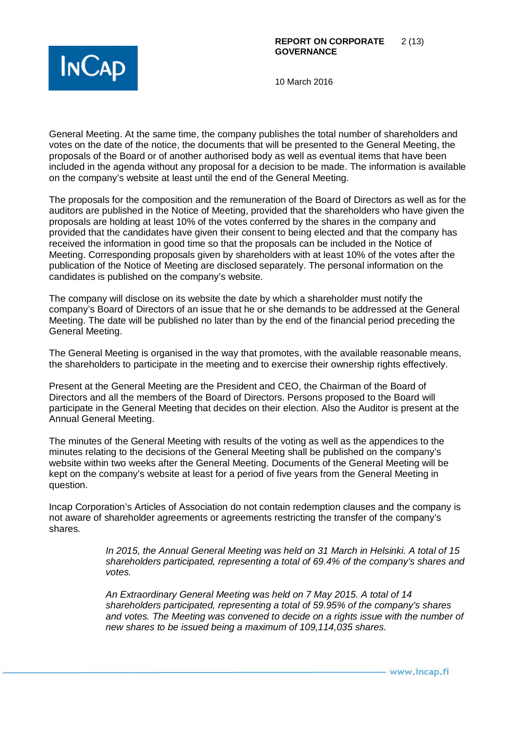General Meeting. At the same time, the company publishes the total number of shareholders and votes on the date of the notice, the documents that will be presented to the General Meeting, the proposals of the Board or of another authorised body as well as eventual items that have been included in the agenda without any proposal for a decision to be made. The information is available on the company's website at least until the end of the General Meeting.

The proposals for the composition and the remuneration of the Board of Directors as well as for the auditors are published in the Notice of Meeting, provided that the shareholders who have given the proposals are holding at least 10% of the votes conferred by the shares in the company and provided that the candidates have given their consent to being elected and that the company has received the information in good time so that the proposals can be included in the Notice of Meeting. Corresponding proposals given by shareholders with at least 10% of the votes after the publication of the Notice of Meeting are disclosed separately. The personal information on the candidates is published on the company's website.

The company will disclose on its website the date by which a shareholder must notify the company's Board of Directors of an issue that he or she demands to be addressed at the General Meeting. The date will be published no later than by the end of the financial period preceding the General Meeting.

The General Meeting is organised in the way that promotes, with the available reasonable means, the shareholders to participate in the meeting and to exercise their ownership rights effectively.

Present at the General Meeting are the President and CEO, the Chairman of the Board of Directors and all the members of the Board of Directors. Persons proposed to the Board will participate in the General Meeting that decides on their election. Also the Auditor is present at the Annual General Meeting.

The minutes of the General Meeting with results of the voting as well as the appendices to the minutes relating to the decisions of the General Meeting shall be published on the company's website within two weeks after the General Meeting. Documents of the General Meeting will be kept on the company's website at least for a period of five years from the General Meeting in question.

Incap Corporation's Articles of Association do not contain redemption clauses and the company is not aware of shareholder agreements or agreements restricting the transfer of the company's shares.

> *In 2015, the Annual General Meeting was held on 31 March in Helsinki. A total of 15 shareholders participated, representing a total of 69.4% of the company's shares and votes.*
>
> *An Extraordinary General Meeting was held on 7 May 2015. A total of 14 shareholders participated, representing a total of 59.95% of the company's shares and votes. The Meeting was convened to decide on a rights issue with the number of new shares to be issued being a maximum of 109,114,035 shares.*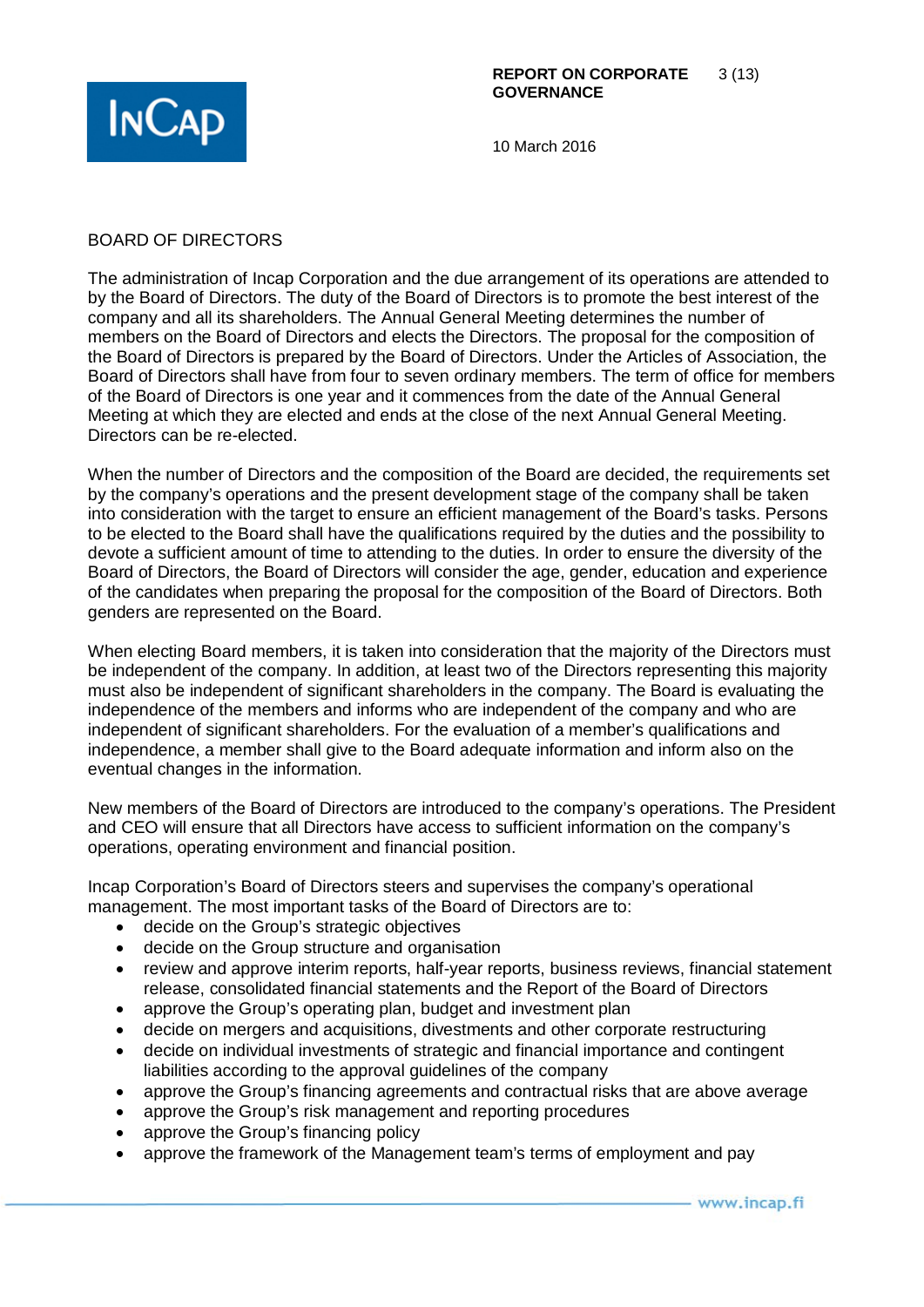## BOARD OF DIRECTORS

The administration of Incap Corporation and the due arrangement of its operations are attended to by the Board of Directors. The duty of the Board of Directors is to promote the best interest of the company and all its shareholders. The Annual General Meeting determines the number of members on the Board of Directors and elects the Directors. The proposal for the composition of the Board of Directors is prepared by the Board of Directors. Under the Articles of Association, the Board of Directors shall have from four to seven ordinary members. The term of office for members of the Board of Directors is one year and it commences from the date of the Annual General Meeting at which they are elected and ends at the close of the next Annual General Meeting. Directors can be re-elected.

When the number of Directors and the composition of the Board are decided, the requirements set by the company's operations and the present development stage of the company shall be taken into consideration with the target to ensure an efficient management of the Board's tasks. Persons to be elected to the Board shall have the qualifications required by the duties and the possibility to devote a sufficient amount of time to attending to the duties. In order to ensure the diversity of the Board of Directors, the Board of Directors will consider the age, gender, education and experience of the candidates when preparing the proposal for the composition of the Board of Directors. Both genders are represented on the Board.

When electing Board members, it is taken into consideration that the majority of the Directors must be independent of the company. In addition, at least two of the Directors representing this majority must also be independent of significant shareholders in the company. The Board is evaluating the independence of the members and informs who are independent of the company and who are independent of significant shareholders. For the evaluation of a member's qualifications and independence, a member shall give to the Board adequate information and inform also on the eventual changes in the information.

New members of the Board of Directors are introduced to the company's operations. The President and CEO will ensure that all Directors have access to sufficient information on the company's operations, operating environment and financial position.

Incap Corporation's Board of Directors steers and supervises the company's operational management. The most important tasks of the Board of Directors are to:

- decide on the Group's strategic objectives
- decide on the Group structure and organisation
- review and approve interim reports, half-year reports, business reviews, financial statement release, consolidated financial statements and the Report of the Board of Directors
- approve the Group's operating plan, budget and investment plan
- decide on mergers and acquisitions, divestments and other corporate restructuring
- decide on individual investments of strategic and financial importance and contingent liabilities according to the approval guidelines of the company
- approve the Group's financing agreements and contractual risks that are above average
- approve the Group's risk management and reporting procedures
- approve the Group's financing policy
- approve the framework of the Management team's terms of employment and pay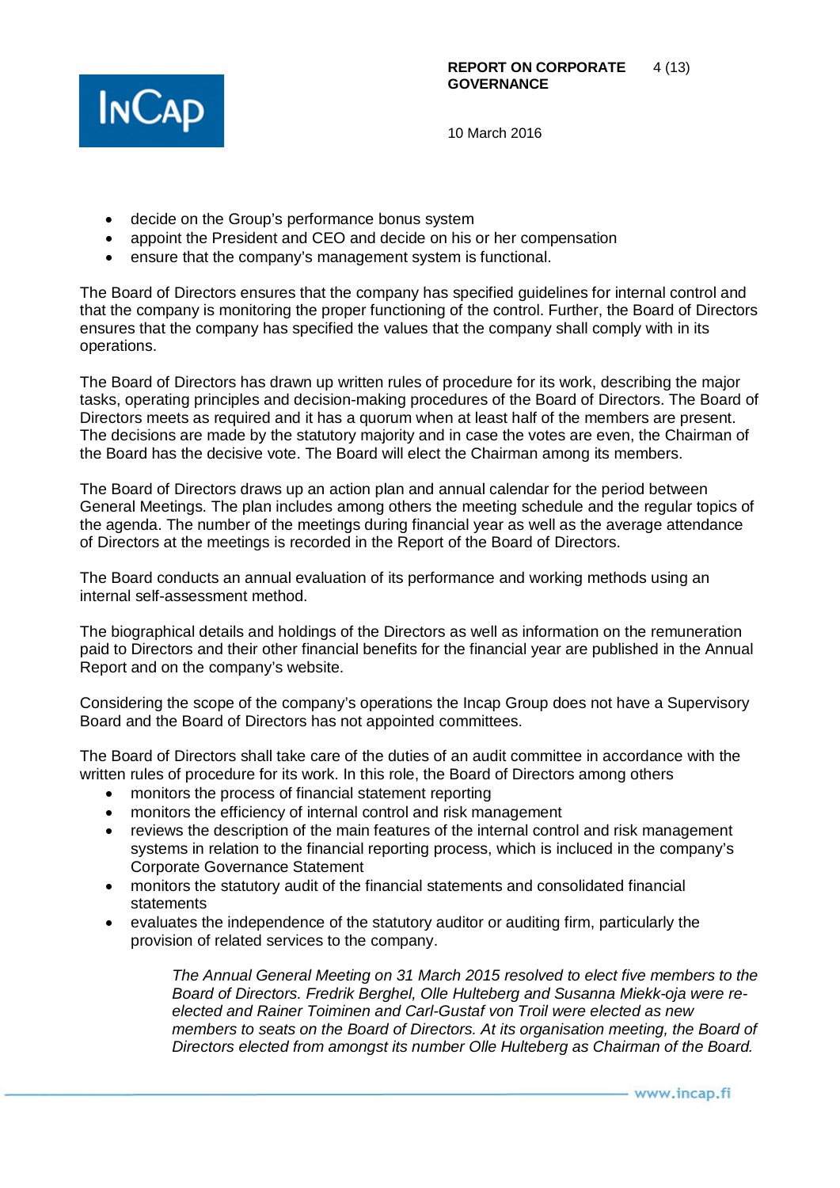- decide on the Group's performance bonus system
- appoint the President and CEO and decide on his or her compensation
- ensure that the company's management system is functional.

The Board of Directors ensures that the company has specified guidelines for internal control and that the company is monitoring the proper functioning of the control. Further, the Board of Directors ensures that the company has specified the values that the company shall comply with in its operations.

The Board of Directors has drawn up written rules of procedure for its work, describing the major tasks, operating principles and decision-making procedures of the Board of Directors. The Board of Directors meets as required and it has a quorum when at least half of the members are present. The decisions are made by the statutory majority and in case the votes are even, the Chairman of the Board has the decisive vote. The Board will elect the Chairman among its members.

The Board of Directors draws up an action plan and annual calendar for the period between General Meetings. The plan includes among others the meeting schedule and the regular topics of the agenda. The number of the meetings during financial year as well as the average attendance of Directors at the meetings is recorded in the Report of the Board of Directors.

The Board conducts an annual evaluation of its performance and working methods using an internal self-assessment method.

The biographical details and holdings of the Directors as well as information on the remuneration paid to Directors and their other financial benefits for the financial year are published in the Annual Report and on the company's website.

Considering the scope of the company's operations the Incap Group does not have a Supervisory Board and the Board of Directors has not appointed committees.

The Board of Directors shall take care of the duties of an audit committee in accordance with the written rules of procedure for its work. In this role, the Board of Directors among others

- monitors the process of financial statement reporting
- monitors the efficiency of internal control and risk management
- reviews the description of the main features of the internal control and risk management systems in relation to the financial reporting process, which is incluced in the company's Corporate Governance Statement
- monitors the statutory audit of the financial statements and consolidated financial statements
- evaluates the independence of the statutory auditor or auditing firm, particularly the provision of related services to the company.

*The Annual General Meeting on 31 March 2015 resolved to elect five members to the Board of Directors. Fredrik Berghel, Olle Hulteberg and Susanna Miekk-oja were re-elected and Rainer Toiminen and Carl-Gustaf von Troil were elected as new members to seats on the Board of Directors. At its organisation meeting, the Board of Directors elected from amongst its number Olle Hulteberg as Chairman of the Board.*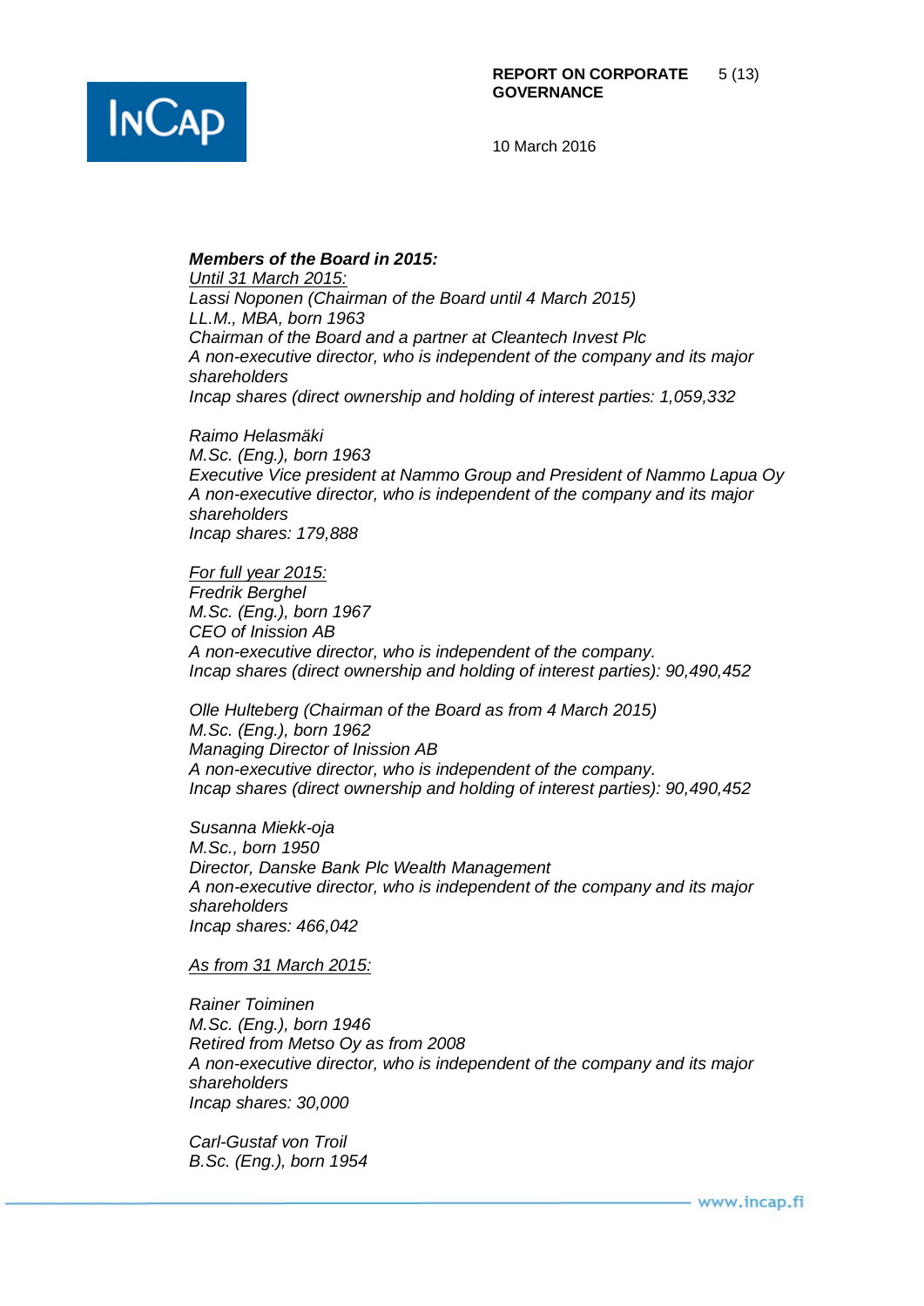***Members of the Board in 2015:***

*Until 31 March 2015:*

*Lassi Noponen (Chairman of the Board until 4 March 2015)*
*LL.M., MBA, born 1963*
*Chairman of the Board and a partner at Cleantech Invest Plc*
*A non-executive director, who is independent of the company and its major shareholders*
*Incap shares (direct ownership and holding of interest parties: 1,059,332*

*Raimo Helasmäki*
*M.Sc. (Eng.), born 1963*
*Executive Vice president at Nammo Group and President of Nammo Lapua Oy*
*A non-executive director, who is independent of the company and its major shareholders*
*Incap shares: 179,888*

*For full year 2015:*

*Fredrik Berghel*
*M.Sc. (Eng.), born 1967*
*CEO of Inission AB*
*A non-executive director, who is independent of the company.*
*Incap shares (direct ownership and holding of interest parties): 90,490,452*

*Olle Hulteberg (Chairman of the Board as from 4 March 2015)*
*M.Sc. (Eng.), born 1962*
*Managing Director of Inission AB*
*A non-executive director, who is independent of the company.*
*Incap shares (direct ownership and holding of interest parties): 90,490,452*

*Susanna Miekk-oja*
*M.Sc., born 1950*
*Director, Danske Bank Plc Wealth Management*
*A non-executive director, who is independent of the company and its major shareholders*
*Incap shares: 466,042*

*As from 31 March 2015:*

*Rainer Toiminen*
*M.Sc. (Eng.), born 1946*
*Retired from Metso Oy as from 2008*
*A non-executive director, who is independent of the company and its major shareholders*
*Incap shares: 30,000*

*Carl-Gustaf von Troil*
*B.Sc. (Eng.), born 1954*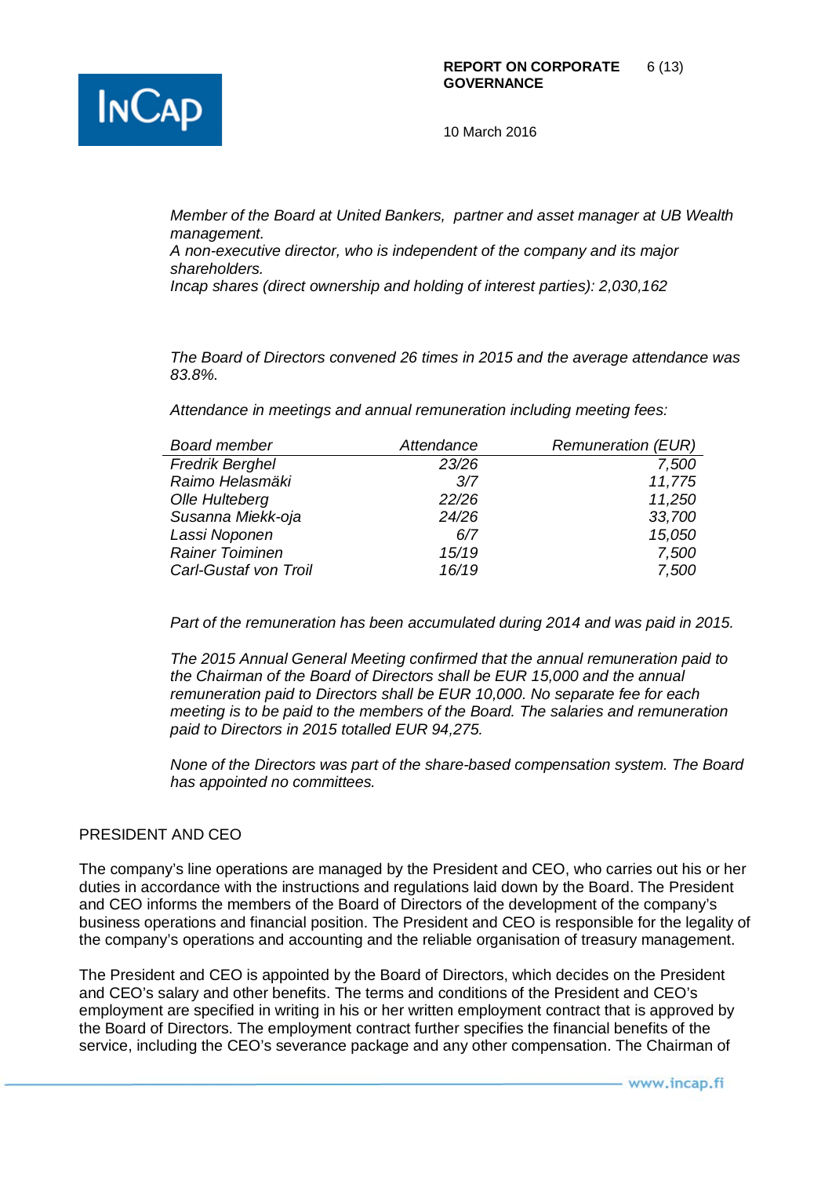*Member of the Board at United Bankers, partner and asset manager at UB Wealth management.*
*A non-executive director, who is independent of the company and its major shareholders.*
*Incap shares (direct ownership and holding of interest parties): 2,030,162*

*The Board of Directors convened 26 times in 2015 and the average attendance was 83.8%.*

*Attendance in meetings and annual remuneration including meeting fees:*

| *Board member* | *Attendance* | *Remuneration (EUR)* |
|---|---:|---:|
| *Fredrik Berghel* | *23/26* | *7,500* |
| *Raimo Helasmäki* | *3/7* | *11,775* |
| *Olle Hulteberg* | *22/26* | *11,250* |
| *Susanna Miekk-oja* | *24/26* | *33,700* |
| *Lassi Noponen* | *6/7* | *15,050* |
| *Rainer Toiminen* | *15/19* | *7,500* |
| *Carl-Gustaf von Troil* | *16/19* | *7,500* |

*Part of the remuneration has been accumulated during 2014 and was paid in 2015.*

*The 2015 Annual General Meeting confirmed that the annual remuneration paid to the Chairman of the Board of Directors shall be EUR 15,000 and the annual remuneration paid to Directors shall be EUR 10,000. No separate fee for each meeting is to be paid to the members of the Board. The salaries and remuneration paid to Directors in 2015 totalled EUR 94,275.*

*None of the Directors was part of the share-based compensation system. The Board has appointed no committees.*

## PRESIDENT AND CEO

The company's line operations are managed by the President and CEO, who carries out his or her duties in accordance with the instructions and regulations laid down by the Board. The President and CEO informs the members of the Board of Directors of the development of the company's business operations and financial position. The President and CEO is responsible for the legality of the company's operations and accounting and the reliable organisation of treasury management.

The President and CEO is appointed by the Board of Directors, which decides on the President and CEO's salary and other benefits. The terms and conditions of the President and CEO's employment are specified in writing in his or her written employment contract that is approved by the Board of Directors. The employment contract further specifies the financial benefits of the service, including the CEO's severance package and any other compensation. The Chairman of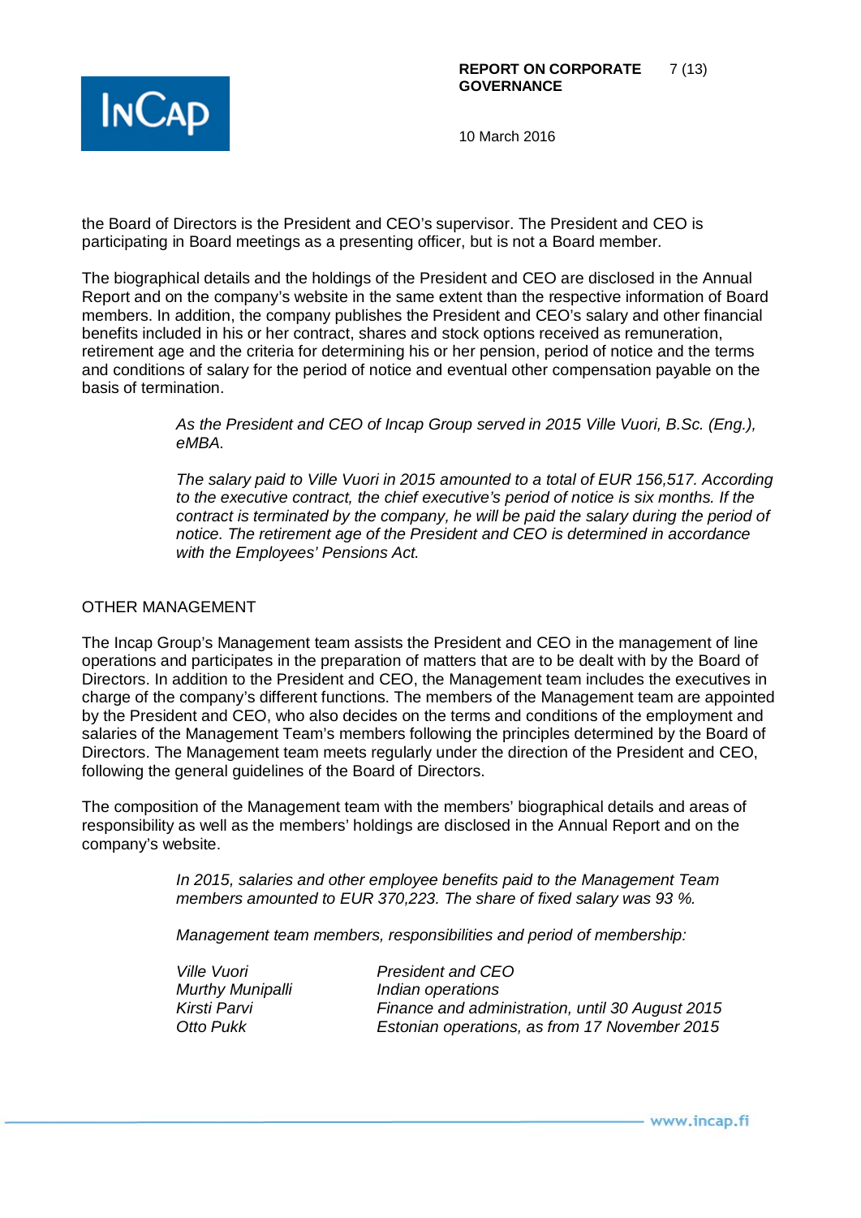the Board of Directors is the President and CEO's supervisor. The President and CEO is participating in Board meetings as a presenting officer, but is not a Board member.

The biographical details and the holdings of the President and CEO are disclosed in the Annual Report and on the company's website in the same extent than the respective information of Board members. In addition, the company publishes the President and CEO's salary and other financial benefits included in his or her contract, shares and stock options received as remuneration, retirement age and the criteria for determining his or her pension, period of notice and the terms and conditions of salary for the period of notice and eventual other compensation payable on the basis of termination.

*As the President and CEO of Incap Group served in 2015 Ville Vuori, B.Sc. (Eng.), eMBA.*

*The salary paid to Ville Vuori in 2015 amounted to a total of EUR 156,517. According to the executive contract, the chief executive's period of notice is six months. If the contract is terminated by the company, he will be paid the salary during the period of notice. The retirement age of the President and CEO is determined in accordance with the Employees' Pensions Act.*

## OTHER MANAGEMENT

The Incap Group's Management team assists the President and CEO in the management of line operations and participates in the preparation of matters that are to be dealt with by the Board of Directors. In addition to the President and CEO, the Management team includes the executives in charge of the company's different functions. The members of the Management team are appointed by the President and CEO, who also decides on the terms and conditions of the employment and salaries of the Management Team's members following the principles determined by the Board of Directors. The Management team meets regularly under the direction of the President and CEO, following the general guidelines of the Board of Directors.

The composition of the Management team with the members' biographical details and areas of responsibility as well as the members' holdings are disclosed in the Annual Report and on the company's website.

*In 2015, salaries and other employee benefits paid to the Management Team members amounted to EUR 370,223. The share of fixed salary was 93 %.*

*Management team members, responsibilities and period of membership:*

| | |
|---|---|
| *Ville Vuori* | *President and CEO* |
| *Murthy Munipalli* | *Indian operations* |
| *Kirsti Parvi* | *Finance and administration, until 30 August 2015* |
| *Otto Pukk* | *Estonian operations, as from 17 November 2015* |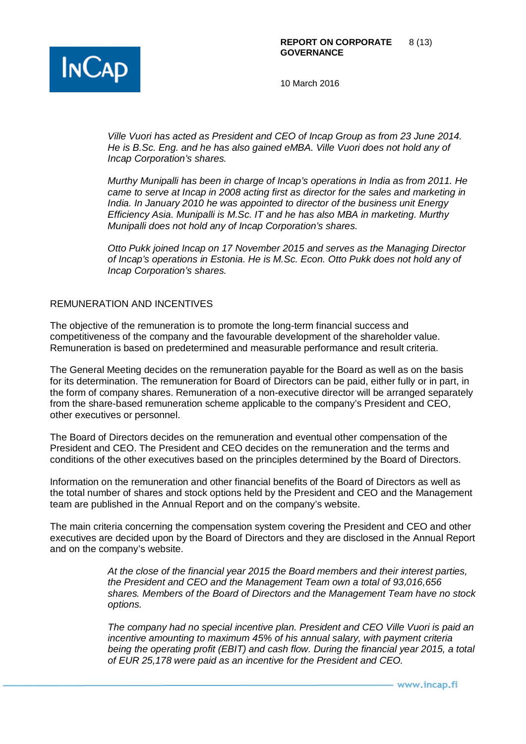*Ville Vuori has acted as President and CEO of Incap Group as from 23 June 2014. He is B.Sc. Eng. and he has also gained eMBA. Ville Vuori does not hold any of Incap Corporation's shares.*

*Murthy Munipalli has been in charge of Incap's operations in India as from 2011. He came to serve at Incap in 2008 acting first as director for the sales and marketing in India. In January 2010 he was appointed to director of the business unit Energy Efficiency Asia. Munipalli is M.Sc. IT and he has also MBA in marketing. Murthy Munipalli does not hold any of Incap Corporation's shares.*

*Otto Pukk joined Incap on 17 November 2015 and serves as the Managing Director of Incap's operations in Estonia. He is M.Sc. Econ. Otto Pukk does not hold any of Incap Corporation's shares.*

## REMUNERATION AND INCENTIVES

The objective of the remuneration is to promote the long-term financial success and competitiveness of the company and the favourable development of the shareholder value. Remuneration is based on predetermined and measurable performance and result criteria.

The General Meeting decides on the remuneration payable for the Board as well as on the basis for its determination. The remuneration for Board of Directors can be paid, either fully or in part, in the form of company shares. Remuneration of a non-executive director will be arranged separately from the share-based remuneration scheme applicable to the company's President and CEO, other executives or personnel.

The Board of Directors decides on the remuneration and eventual other compensation of the President and CEO. The President and CEO decides on the remuneration and the terms and conditions of the other executives based on the principles determined by the Board of Directors.

Information on the remuneration and other financial benefits of the Board of Directors as well as the total number of shares and stock options held by the President and CEO and the Management team are published in the Annual Report and on the company's website.

The main criteria concerning the compensation system covering the President and CEO and other executives are decided upon by the Board of Directors and they are disclosed in the Annual Report and on the company's website.

*At the close of the financial year 2015 the Board members and their interest parties, the President and CEO and the Management Team own a total of 93,016,656 shares. Members of the Board of Directors and the Management Team have no stock options.*

*The company had no special incentive plan. President and CEO Ville Vuori is paid an incentive amounting to maximum 45% of his annual salary, with payment criteria being the operating profit (EBIT) and cash flow. During the financial year 2015, a total of EUR 25,178 were paid as an incentive for the President and CEO.*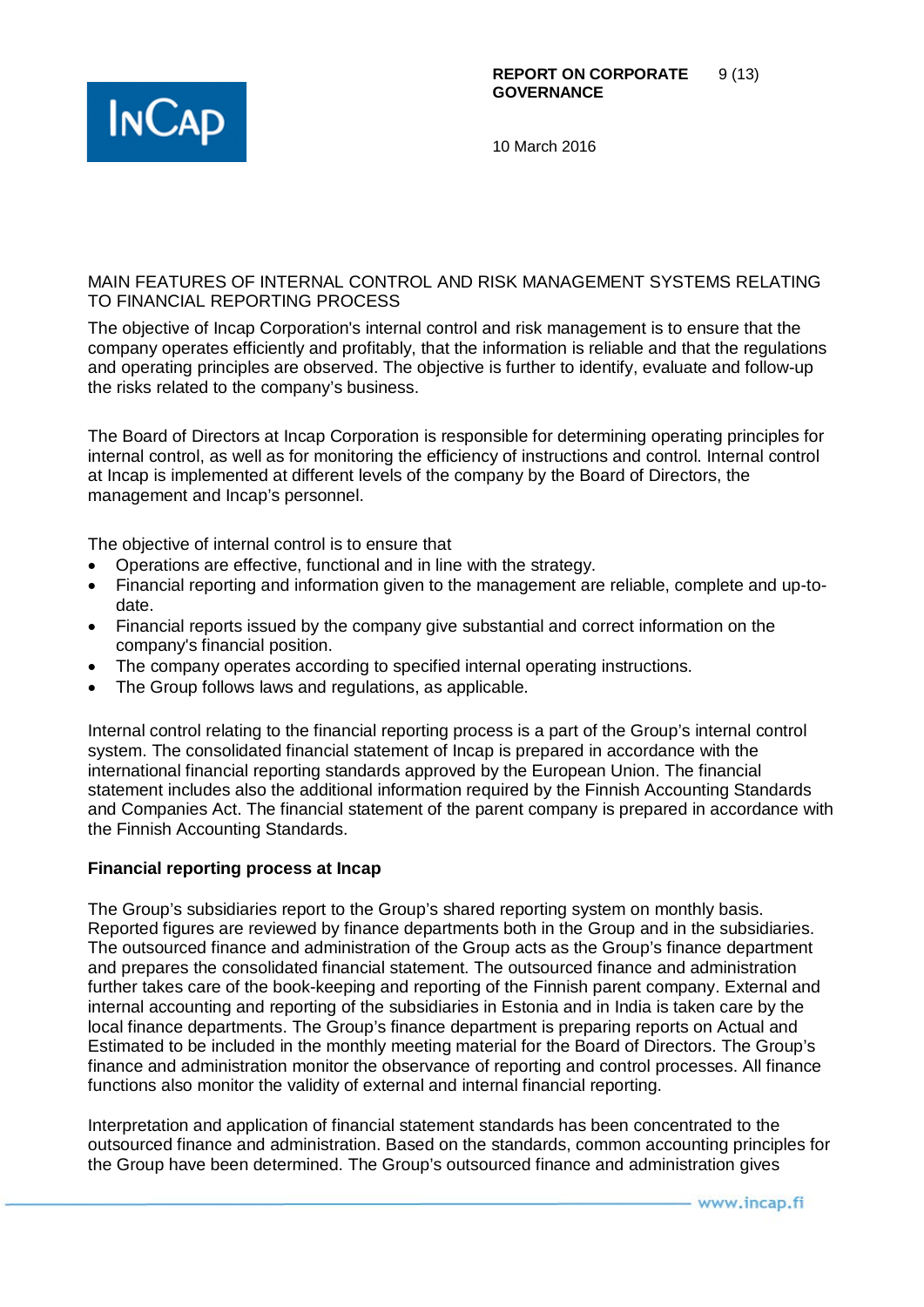## MAIN FEATURES OF INTERNAL CONTROL AND RISK MANAGEMENT SYSTEMS RELATING TO FINANCIAL REPORTING PROCESS

The objective of Incap Corporation's internal control and risk management is to ensure that the company operates efficiently and profitably, that the information is reliable and that the regulations and operating principles are observed. The objective is further to identify, evaluate and follow-up the risks related to the company's business.

The Board of Directors at Incap Corporation is responsible for determining operating principles for internal control, as well as for monitoring the efficiency of instructions and control. Internal control at Incap is implemented at different levels of the company by the Board of Directors, the management and Incap's personnel.

The objective of internal control is to ensure that

- Operations are effective, functional and in line with the strategy.
- Financial reporting and information given to the management are reliable, complete and up-to-date.
- Financial reports issued by the company give substantial and correct information on the company's financial position.
- The company operates according to specified internal operating instructions.
- The Group follows laws and regulations, as applicable.

Internal control relating to the financial reporting process is a part of the Group's internal control system. The consolidated financial statement of Incap is prepared in accordance with the international financial reporting standards approved by the European Union. The financial statement includes also the additional information required by the Finnish Accounting Standards and Companies Act. The financial statement of the parent company is prepared in accordance with the Finnish Accounting Standards.

### Financial reporting process at Incap

The Group's subsidiaries report to the Group's shared reporting system on monthly basis. Reported figures are reviewed by finance departments both in the Group and in the subsidiaries. The outsourced finance and administration of the Group acts as the Group's finance department and prepares the consolidated financial statement. The outsourced finance and administration further takes care of the book-keeping and reporting of the Finnish parent company. External and internal accounting and reporting of the subsidiaries in Estonia and in India is taken care by the local finance departments. The Group's finance department is preparing reports on Actual and Estimated to be included in the monthly meeting material for the Board of Directors. The Group's finance and administration monitor the observance of reporting and control processes. All finance functions also monitor the validity of external and internal financial reporting.

Interpretation and application of financial statement standards has been concentrated to the outsourced finance and administration. Based on the standards, common accounting principles for the Group have been determined. The Group's outsourced finance and administration gives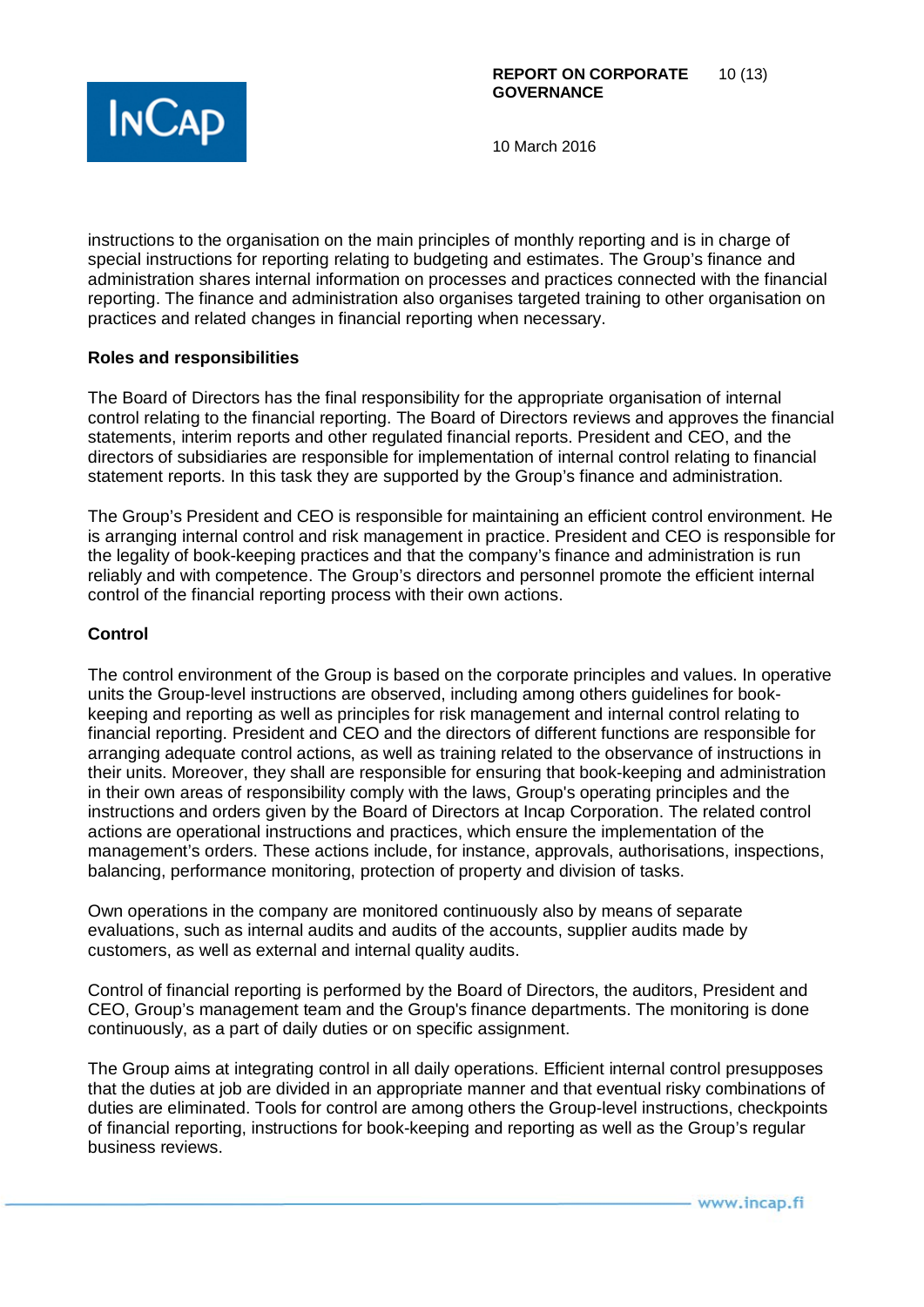instructions to the organisation on the main principles of monthly reporting and is in charge of special instructions for reporting relating to budgeting and estimates. The Group's finance and administration shares internal information on processes and practices connected with the financial reporting. The finance and administration also organises targeted training to other organisation on practices and related changes in financial reporting when necessary.

**Roles and responsibilities**

The Board of Directors has the final responsibility for the appropriate organisation of internal control relating to the financial reporting. The Board of Directors reviews and approves the financial statements, interim reports and other regulated financial reports. President and CEO, and the directors of subsidiaries are responsible for implementation of internal control relating to financial statement reports. In this task they are supported by the Group's finance and administration.

The Group's President and CEO is responsible for maintaining an efficient control environment. He is arranging internal control and risk management in practice. President and CEO is responsible for the legality of book-keeping practices and that the company's finance and administration is run reliably and with competence. The Group's directors and personnel promote the efficient internal control of the financial reporting process with their own actions.

**Control**

The control environment of the Group is based on the corporate principles and values. In operative units the Group-level instructions are observed, including among others guidelines for book-keeping and reporting as well as principles for risk management and internal control relating to financial reporting. President and CEO and the directors of different functions are responsible for arranging adequate control actions, as well as training related to the observance of instructions in their units. Moreover, they shall are responsible for ensuring that book-keeping and administration in their own areas of responsibility comply with the laws, Group's operating principles and the instructions and orders given by the Board of Directors at Incap Corporation. The related control actions are operational instructions and practices, which ensure the implementation of the management's orders. These actions include, for instance, approvals, authorisations, inspections, balancing, performance monitoring, protection of property and division of tasks.

Own operations in the company are monitored continuously also by means of separate evaluations, such as internal audits and audits of the accounts, supplier audits made by customers, as well as external and internal quality audits.

Control of financial reporting is performed by the Board of Directors, the auditors, President and CEO, Group's management team and the Group's finance departments. The monitoring is done continuously, as a part of daily duties or on specific assignment.

The Group aims at integrating control in all daily operations. Efficient internal control presupposes that the duties at job are divided in an appropriate manner and that eventual risky combinations of duties are eliminated. Tools for control are among others the Group-level instructions, checkpoints of financial reporting, instructions for book-keeping and reporting as well as the Group's regular business reviews.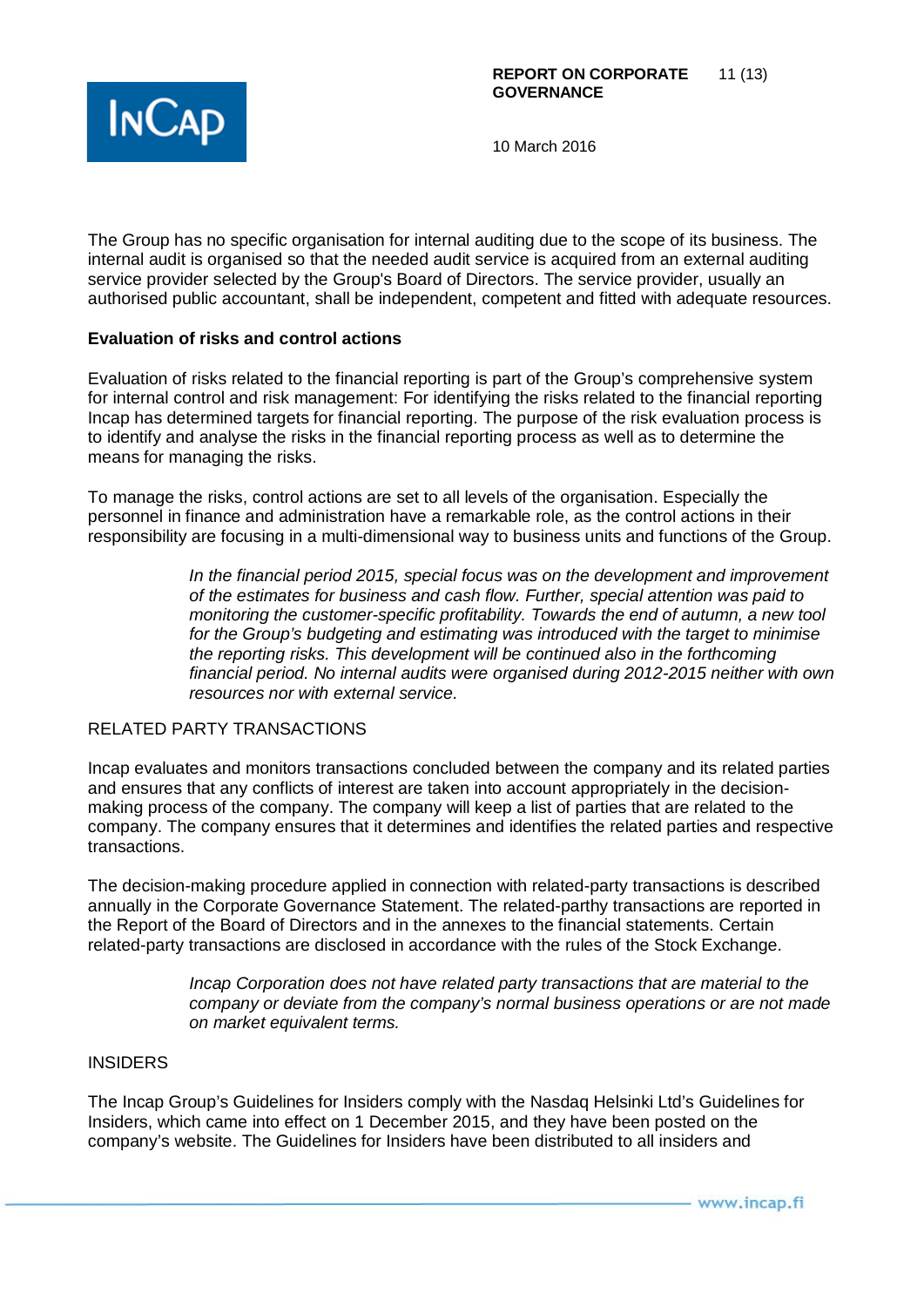The Group has no specific organisation for internal auditing due to the scope of its business. The internal audit is organised so that the needed audit service is acquired from an external auditing service provider selected by the Group's Board of Directors. The service provider, usually an authorised public accountant, shall be independent, competent and fitted with adequate resources.

**Evaluation of risks and control actions**

Evaluation of risks related to the financial reporting is part of the Group's comprehensive system for internal control and risk management: For identifying the risks related to the financial reporting Incap has determined targets for financial reporting. The purpose of the risk evaluation process is to identify and analyse the risks in the financial reporting process as well as to determine the means for managing the risks.

To manage the risks, control actions are set to all levels of the organisation. Especially the personnel in finance and administration have a remarkable role, as the control actions in their responsibility are focusing in a multi-dimensional way to business units and functions of the Group.

> *In the financial period 2015, special focus was on the development and improvement of the estimates for business and cash flow. Further, special attention was paid to monitoring the customer-specific profitability. Towards the end of autumn, a new tool for the Group's budgeting and estimating was introduced with the target to minimise the reporting risks. This development will be continued also in the forthcoming financial period. No internal audits were organised during 2012-2015 neither with own resources nor with external service.*

## RELATED PARTY TRANSACTIONS

Incap evaluates and monitors transactions concluded between the company and its related parties and ensures that any conflicts of interest are taken into account appropriately in the decision-making process of the company. The company will keep a list of parties that are related to the company. The company ensures that it determines and identifies the related parties and respective transactions.

The decision-making procedure applied in connection with related-party transactions is described annually in the Corporate Governance Statement. The related-parthy transactions are reported in the Report of the Board of Directors and in the annexes to the financial statements. Certain related-party transactions are disclosed in accordance with the rules of the Stock Exchange.

> *Incap Corporation does not have related party transactions that are material to the company or deviate from the company's normal business operations or are not made on market equivalent terms.*

## INSIDERS

The Incap Group's Guidelines for Insiders comply with the Nasdaq Helsinki Ltd's Guidelines for Insiders, which came into effect on 1 December 2015, and they have been posted on the company's website. The Guidelines for Insiders have been distributed to all insiders and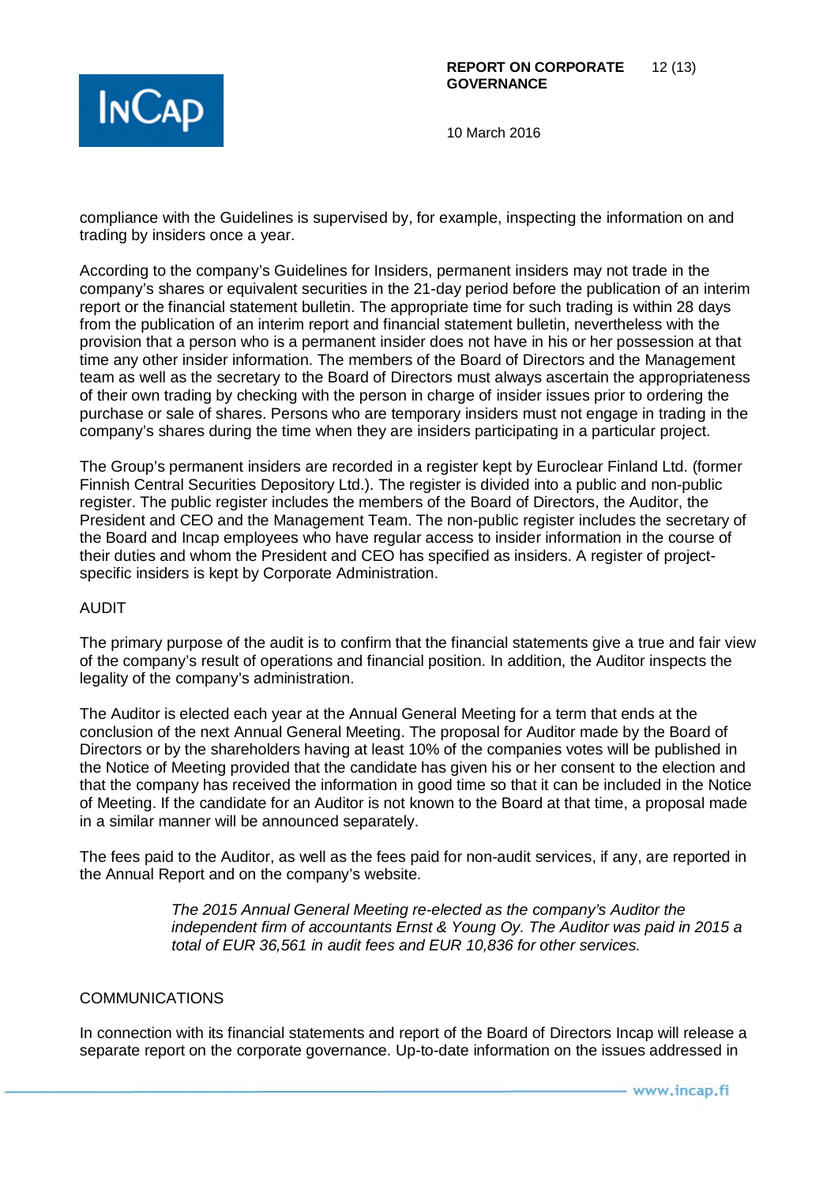compliance with the Guidelines is supervised by, for example, inspecting the information on and trading by insiders once a year.

According to the company's Guidelines for Insiders, permanent insiders may not trade in the company's shares or equivalent securities in the 21-day period before the publication of an interim report or the financial statement bulletin. The appropriate time for such trading is within 28 days from the publication of an interim report and financial statement bulletin, nevertheless with the provision that a person who is a permanent insider does not have in his or her possession at that time any other insider information. The members of the Board of Directors and the Management team as well as the secretary to the Board of Directors must always ascertain the appropriateness of their own trading by checking with the person in charge of insider issues prior to ordering the purchase or sale of shares. Persons who are temporary insiders must not engage in trading in the company's shares during the time when they are insiders participating in a particular project.

The Group's permanent insiders are recorded in a register kept by Euroclear Finland Ltd. (former Finnish Central Securities Depository Ltd.). The register is divided into a public and non-public register. The public register includes the members of the Board of Directors, the Auditor, the President and CEO and the Management Team. The non-public register includes the secretary of the Board and Incap employees who have regular access to insider information in the course of their duties and whom the President and CEO has specified as insiders. A register of project-specific insiders is kept by Corporate Administration.

## AUDIT

The primary purpose of the audit is to confirm that the financial statements give a true and fair view of the company's result of operations and financial position. In addition, the Auditor inspects the legality of the company's administration.

The Auditor is elected each year at the Annual General Meeting for a term that ends at the conclusion of the next Annual General Meeting. The proposal for Auditor made by the Board of Directors or by the shareholders having at least 10% of the companies votes will be published in the Notice of Meeting provided that the candidate has given his or her consent to the election and that the company has received the information in good time so that it can be included in the Notice of Meeting. If the candidate for an Auditor is not known to the Board at that time, a proposal made in a similar manner will be announced separately.

The fees paid to the Auditor, as well as the fees paid for non-audit services, if any, are reported in the Annual Report and on the company's website.

> *The 2015 Annual General Meeting re-elected as the company's Auditor the independent firm of accountants Ernst & Young Oy. The Auditor was paid in 2015 a total of EUR 36,561 in audit fees and EUR 10,836 for other services.*

## COMMUNICATIONS

In connection with its financial statements and report of the Board of Directors Incap will release a separate report on the corporate governance. Up-to-date information on the issues addressed in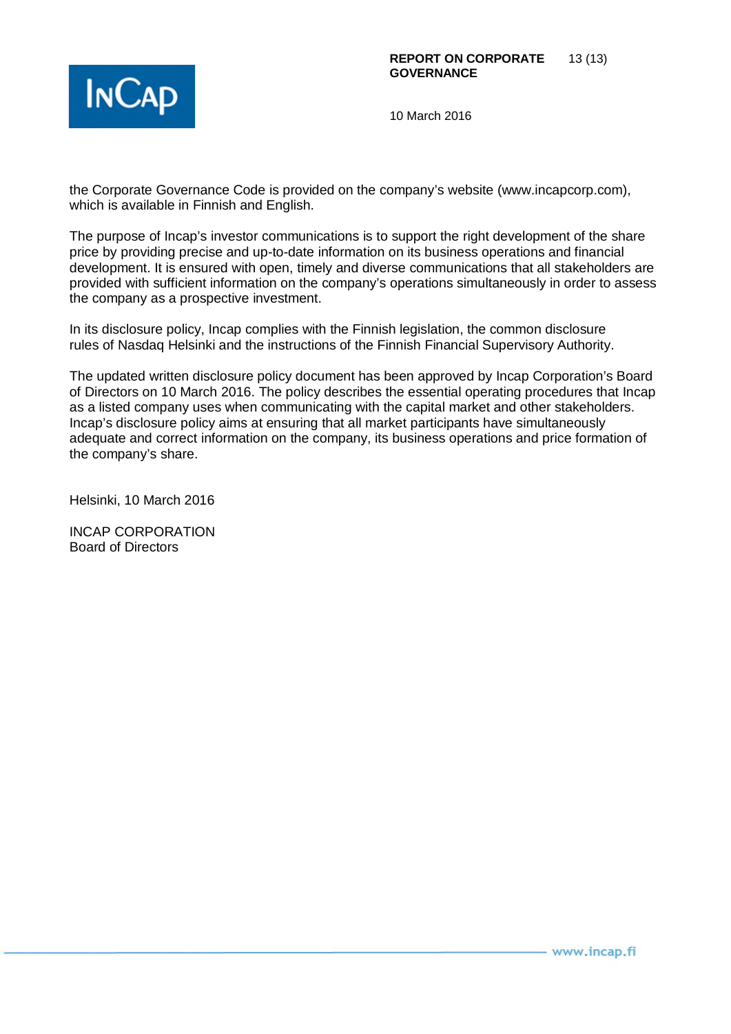the Corporate Governance Code is provided on the company's website (www.incapcorp.com), which is available in Finnish and English.

The purpose of Incap's investor communications is to support the right development of the share price by providing precise and up-to-date information on its business operations and financial development. It is ensured with open, timely and diverse communications that all stakeholders are provided with sufficient information on the company's operations simultaneously in order to assess the company as a prospective investment.

In its disclosure policy, Incap complies with the Finnish legislation, the common disclosure rules of Nasdaq Helsinki and the instructions of the Finnish Financial Supervisory Authority.

The updated written disclosure policy document has been approved by Incap Corporation's Board of Directors on 10 March 2016. The policy describes the essential operating procedures that Incap as a listed company uses when communicating with the capital market and other stakeholders. Incap's disclosure policy aims at ensuring that all market participants have simultaneously adequate and correct information on the company, its business operations and price formation of the company's share.

Helsinki, 10 March 2016

INCAP CORPORATION
Board of Directors